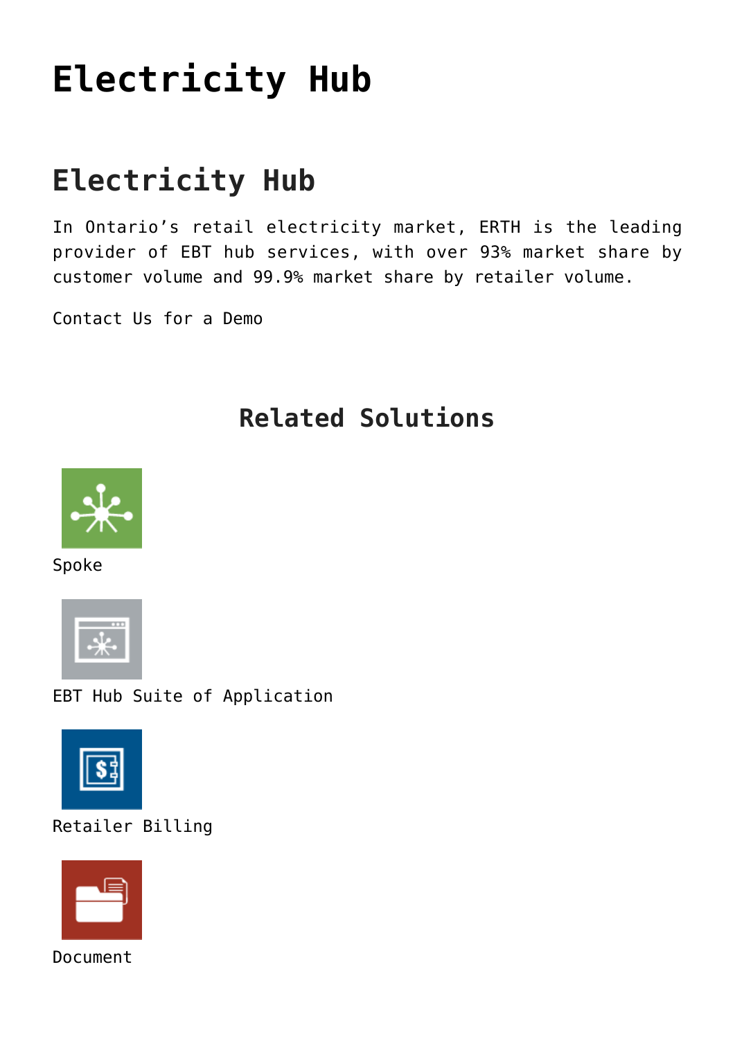# Electricity Hub

## Electricity Hub

In Ontario's retail electricity market, ERTH is the leading provider of EBT hub services, with over 93% market share by customer volume and 99.9% market share by retailer volume.

Contact Us for a Demo

### Related Solutions

Spoke

EBT Hub Suite of Application

Retailer Billing

Document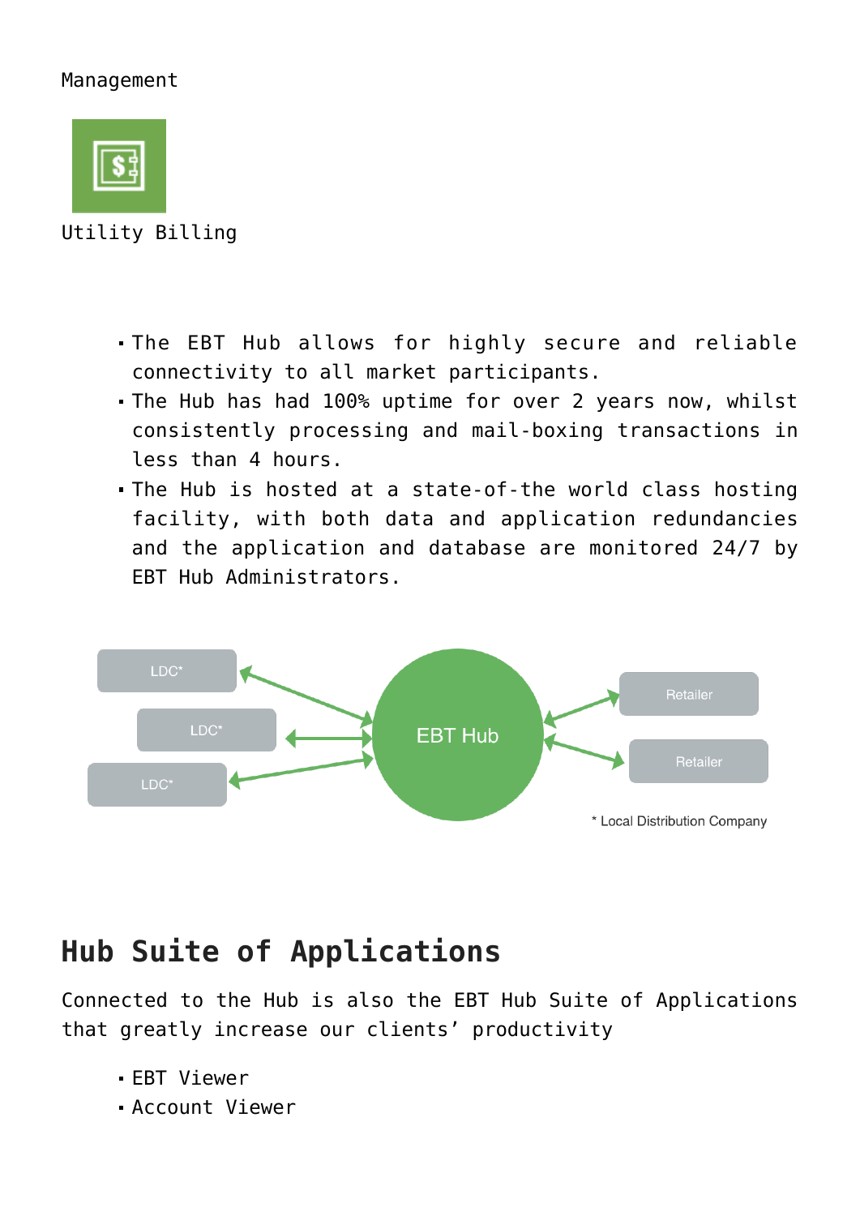Management

Utility Billing

- The EBT Hub allows for highly secure and reliable connectivity to all market participants.
- The Hub has had 100% uptime for over 2 years now, whilst consistently processing and mail-boxing transactions in less than 4 hours.
- The Hub is hosted at a state-of-the world class hosting facility, with both data and application redundancies and the application and database are monitored 24/7 by EBT Hub Administrators.

LDC*

LDC*

LDC*

EBT Hub

Retailer

Retailer

* Local Distribution Company

## Hub Suite of Applications

Connected to the Hub is also the EBT Hub Suite of Applications that greatly increase our clients' productivity

- EBT Viewer
- Account Viewer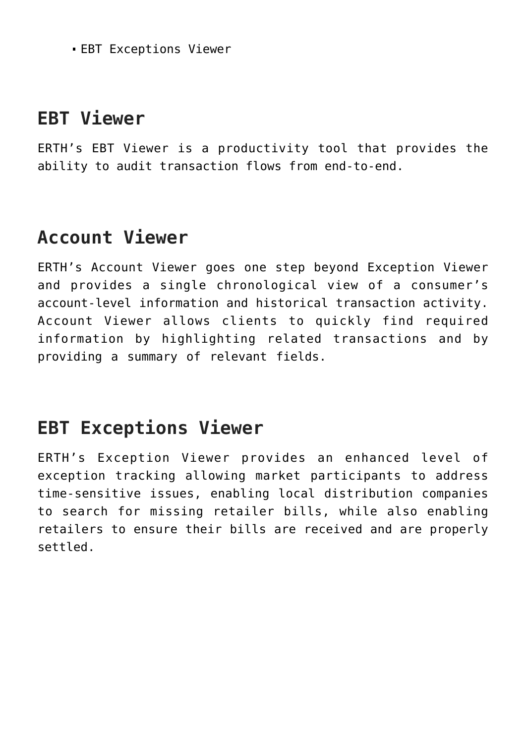- EBT Exceptions Viewer

## EBT Viewer

ERTH's EBT Viewer is a productivity tool that provides the ability to audit transaction flows from end-to-end.

## Account Viewer

ERTH's Account Viewer goes one step beyond Exception Viewer and provides a single chronological view of a consumer's account-level information and historical transaction activity. Account Viewer allows clients to quickly find required information by highlighting related transactions and by providing a summary of relevant fields.

## EBT Exceptions Viewer

ERTH's Exception Viewer provides an enhanced level of exception tracking allowing market participants to address time-sensitive issues, enabling local distribution companies to search for missing retailer bills, while also enabling retailers to ensure their bills are received and are properly settled.